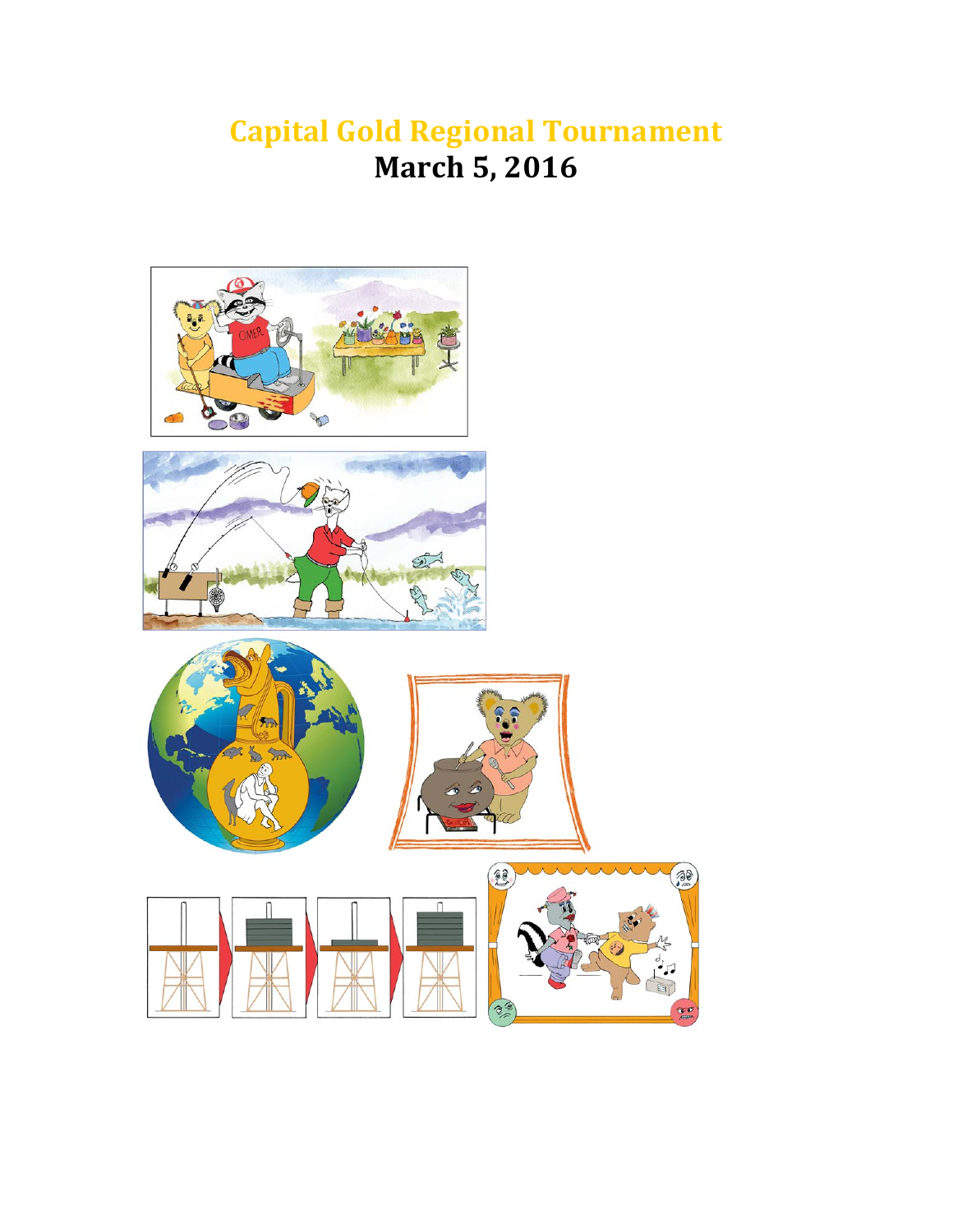# Capital Gold Regional Tournament

## March 5, 2016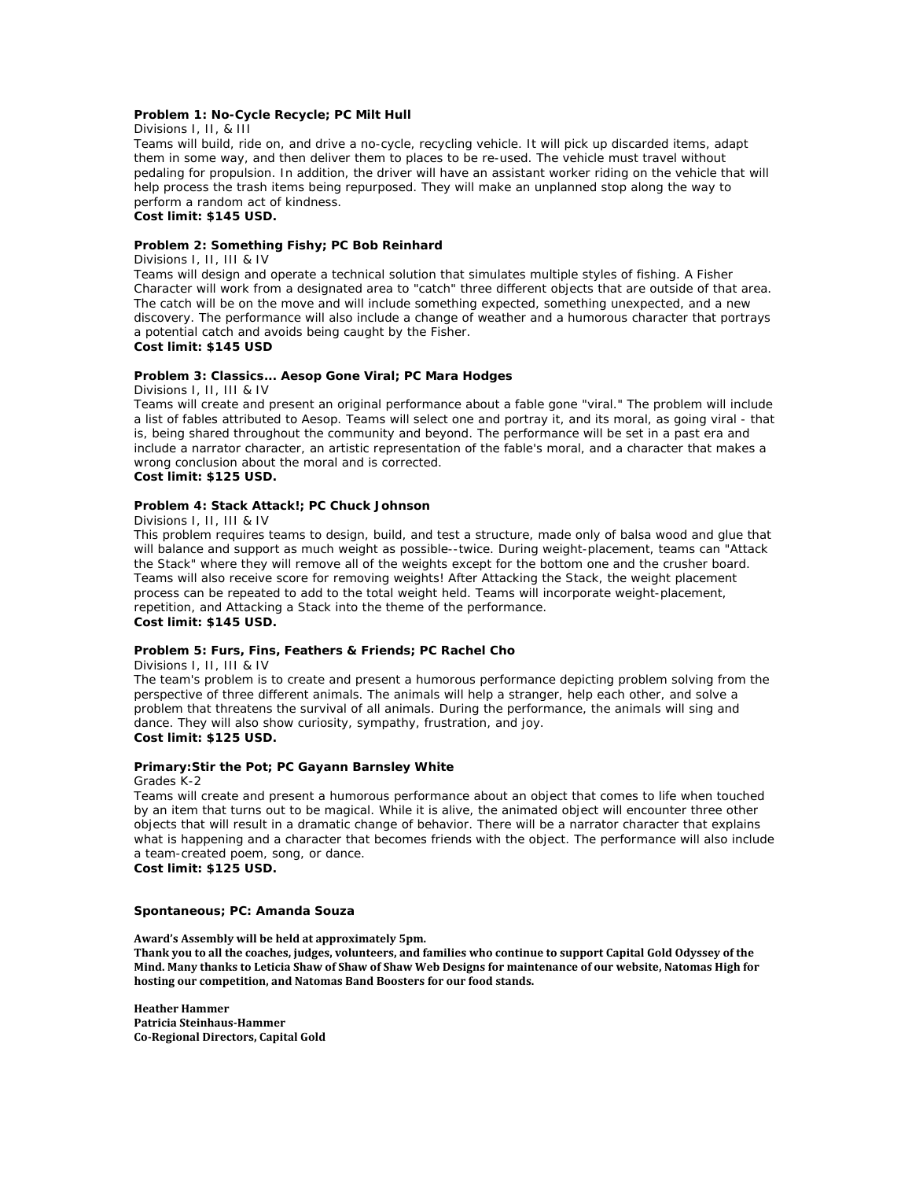**Problem 1: No-Cycle Recycle; PC Milt Hull**

Divisions I, II, & III

Teams will build, ride on, and drive a no-cycle, recycling vehicle. It will pick up discarded items, adapt them in some way, and then deliver them to places to be re-used. The vehicle must travel without pedaling for propulsion. In addition, the driver will have an assistant worker riding on the vehicle that will help process the trash items being repurposed. They will make an unplanned stop along the way to perform a random act of kindness.

**Cost limit: $145 USD.**

**Problem 2: Something Fishy; PC Bob Reinhard**

Divisions I, II, III & IV

Teams will design and operate a technical solution that simulates multiple styles of fishing. A Fisher Character will work from a designated area to "catch" three different objects that are outside of that area. The catch will be on the move and will include something expected, something unexpected, and a new discovery. The performance will also include a change of weather and a humorous character that portrays a potential catch and avoids being caught by the Fisher.

**Cost limit: $145 USD**

**Problem 3: Classics... Aesop Gone Viral; PC Mara Hodges**

Divisions I, II, III & IV

Teams will create and present an original performance about a fable gone "viral." The problem will include a list of fables attributed to Aesop. Teams will select one and portray it, and its moral, as going viral - that is, being shared throughout the community and beyond. The performance will be set in a past era and include a narrator character, an artistic representation of the fable's moral, and a character that makes a wrong conclusion about the moral and is corrected.

**Cost limit: $125 USD.**

**Problem 4: Stack Attack!; PC Chuck Johnson**

Divisions I, II, III & IV

This problem requires teams to design, build, and test a structure, made only of balsa wood and glue that will balance and support as much weight as possible--twice. During weight-placement, teams can "Attack the Stack" where they will remove all of the weights except for the bottom one and the crusher board. Teams will also receive score for removing weights! After Attacking the Stack, the weight placement process can be repeated to add to the total weight held. Teams will incorporate weight-placement, repetition, and Attacking a Stack into the theme of the performance.

**Cost limit: $145 USD.**

**Problem 5: Furs, Fins, Feathers & Friends; PC Rachel Cho**

Divisions I, II, III & IV

The team's problem is to create and present a humorous performance depicting problem solving from the perspective of three different animals. The animals will help a stranger, help each other, and solve a problem that threatens the survival of all animals. During the performance, the animals will sing and dance. They will also show curiosity, sympathy, frustration, and joy.

**Cost limit: $125 USD.**

**Primary:Stir the Pot; PC Gayann Barnsley White**

Grades K-2

Teams will create and present a humorous performance about an object that comes to life when touched by an item that turns out to be magical. While it is alive, the animated object will encounter three other objects that will result in a dramatic change of behavior. There will be a narrator character that explains what is happening and a character that becomes friends with the object. The performance will also include a team-created poem, song, or dance.

**Cost limit: $125 USD.**

**Spontaneous; PC: Amanda Souza**

**Award's Assembly will be held at approximately 5pm.**

**Thank you to all the coaches, judges, volunteers, and families who continue to support Capital Gold Odyssey of the Mind. Many thanks to Leticia Shaw of Shaw of Shaw Web Designs for maintenance of our website, Natomas High for hosting our competition, and Natomas Band Boosters for our food stands.**

**Heather Hammer**
**Patricia Steinhaus-Hammer**
**Co-Regional Directors, Capital Gold**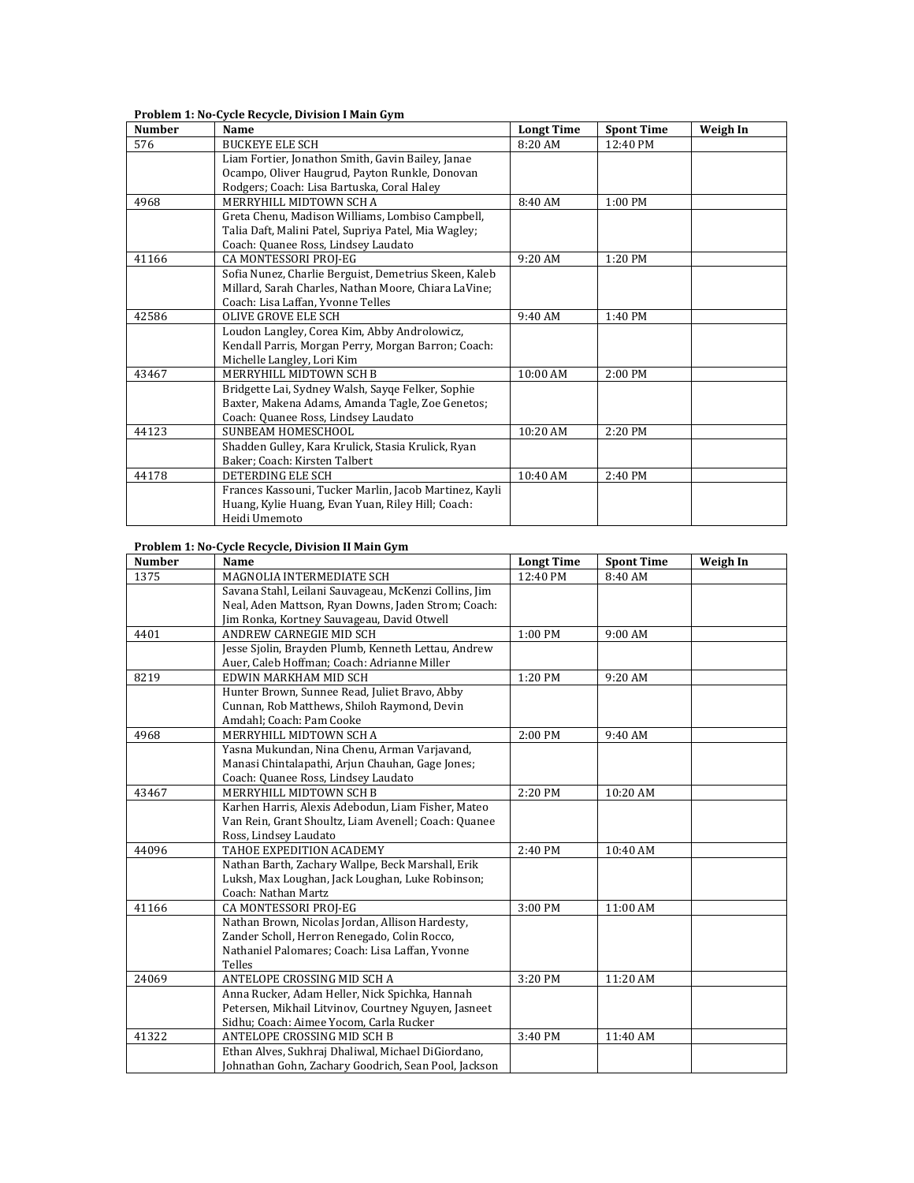**Problem 1: No-Cycle Recycle, Division I Main Gym**

| Number | Name | Longt Time | Spont Time | Weigh In |
|---|---|---|---|---|
| 576 | BUCKEYE ELE SCH | 8:20 AM | 12:40 PM | |
| | Liam Fortier, Jonathon Smith, Gavin Bailey, Janae Ocampo, Oliver Haugrud, Payton Runkle, Donovan Rodgers; Coach: Lisa Bartuska, Coral Haley | | | |
| 4968 | MERRYHILL MIDTOWN SCH A | 8:40 AM | 1:00 PM | |
| | Greta Chenu, Madison Williams, Lombiso Campbell, Talia Daft, Malini Patel, Supriya Patel, Mia Wagley; Coach: Quanee Ross, Lindsey Laudato | | | |
| 41166 | CA MONTESSORI PROJ-EG | 9:20 AM | 1:20 PM | |
| | Sofia Nunez, Charlie Berguist, Demetrius Skeen, Kaleb Millard, Sarah Charles, Nathan Moore, Chiara LaVine; Coach: Lisa Laffan, Yvonne Telles | | | |
| 42586 | OLIVE GROVE ELE SCH | 9:40 AM | 1:40 PM | |
| | Loudon Langley, Corea Kim, Abby Androlowicz, Kendall Parris, Morgan Perry, Morgan Barron; Coach: Michelle Langley, Lori Kim | | | |
| 43467 | MERRYHILL MIDTOWN SCH B | 10:00 AM | 2:00 PM | |
| | Bridgette Lai, Sydney Walsh, Sayqe Felker, Sophie Baxter, Makena Adams, Amanda Tagle, Zoe Genetos; Coach: Quanee Ross, Lindsey Laudato | | | |
| 44123 | SUNBEAM HOMESCHOOL | 10:20 AM | 2:20 PM | |
| | Shadden Gulley, Kara Krulick, Stasia Krulick, Ryan Baker; Coach: Kirsten Talbert | | | |
| 44178 | DETERDING ELE SCH | 10:40 AM | 2:40 PM | |
| | Frances Kassouni, Tucker Marlin, Jacob Martinez, Kayli Huang, Kylie Huang, Evan Yuan, Riley Hill; Coach: Heidi Umemoto | | | |

**Problem 1: No-Cycle Recycle, Division II Main Gym**

| Number | Name | Longt Time | Spont Time | Weigh In |
|---|---|---|---|---|
| 1375 | MAGNOLIA INTERMEDIATE SCH | 12:40 PM | 8:40 AM | |
| | Savana Stahl, Leilani Sauvageau, McKenzi Collins, Jim Neal, Aden Mattson, Ryan Downs, Jaden Strom; Coach: Jim Ronka, Kortney Sauvageau, David Otwell | | | |
| 4401 | ANDREW CARNEGIE MID SCH | 1:00 PM | 9:00 AM | |
| | Jesse Sjolin, Brayden Plumb, Kenneth Lettau, Andrew Auer, Caleb Hoffman; Coach: Adrianne Miller | | | |
| 8219 | EDWIN MARKHAM MID SCH | 1:20 PM | 9:20 AM | |
| | Hunter Brown, Sunnee Read, Juliet Bravo, Abby Cunnan, Rob Matthews, Shiloh Raymond, Devin Amdahl; Coach: Pam Cooke | | | |
| 4968 | MERRYHILL MIDTOWN SCH A | 2:00 PM | 9:40 AM | |
| | Yasna Mukundan, Nina Chenu, Arman Varjavand, Manasi Chintalapathi, Arjun Chauhan, Gage Jones; Coach: Quanee Ross, Lindsey Laudato | | | |
| 43467 | MERRYHILL MIDTOWN SCH B | 2:20 PM | 10:20 AM | |
| | Karhen Harris, Alexis Adebodun, Liam Fisher, Mateo Van Rein, Grant Shoultz, Liam Avenell; Coach: Quanee Ross, Lindsey Laudato | | | |
| 44096 | TAHOE EXPEDITION ACADEMY | 2:40 PM | 10:40 AM | |
| | Nathan Barth, Zachary Wallpe, Beck Marshall, Erik Luksh, Max Loughan, Jack Loughan, Luke Robinson; Coach: Nathan Martz | | | |
| 41166 | CA MONTESSORI PROJ-EG | 3:00 PM | 11:00 AM | |
| | Nathan Brown, Nicolas Jordan, Allison Hardesty, Zander Scholl, Herron Renegado, Colin Rocco, Nathaniel Palomares; Coach: Lisa Laffan, Yvonne Telles | | | |
| 24069 | ANTELOPE CROSSING MID SCH A | 3:20 PM | 11:20 AM | |
| | Anna Rucker, Adam Heller, Nick Spichka, Hannah Petersen, Mikhail Litvinov, Courtney Nguyen, Jasneet Sidhu; Coach: Aimee Yocom, Carla Rucker | | | |
| 41322 | ANTELOPE CROSSING MID SCH B | 3:40 PM | 11:40 AM | |
| | Ethan Alves, Sukhraj Dhaliwal, Michael DiGiordano, Johnathan Gohn, Zachary Goodrich, Sean Pool, Jackson | | | |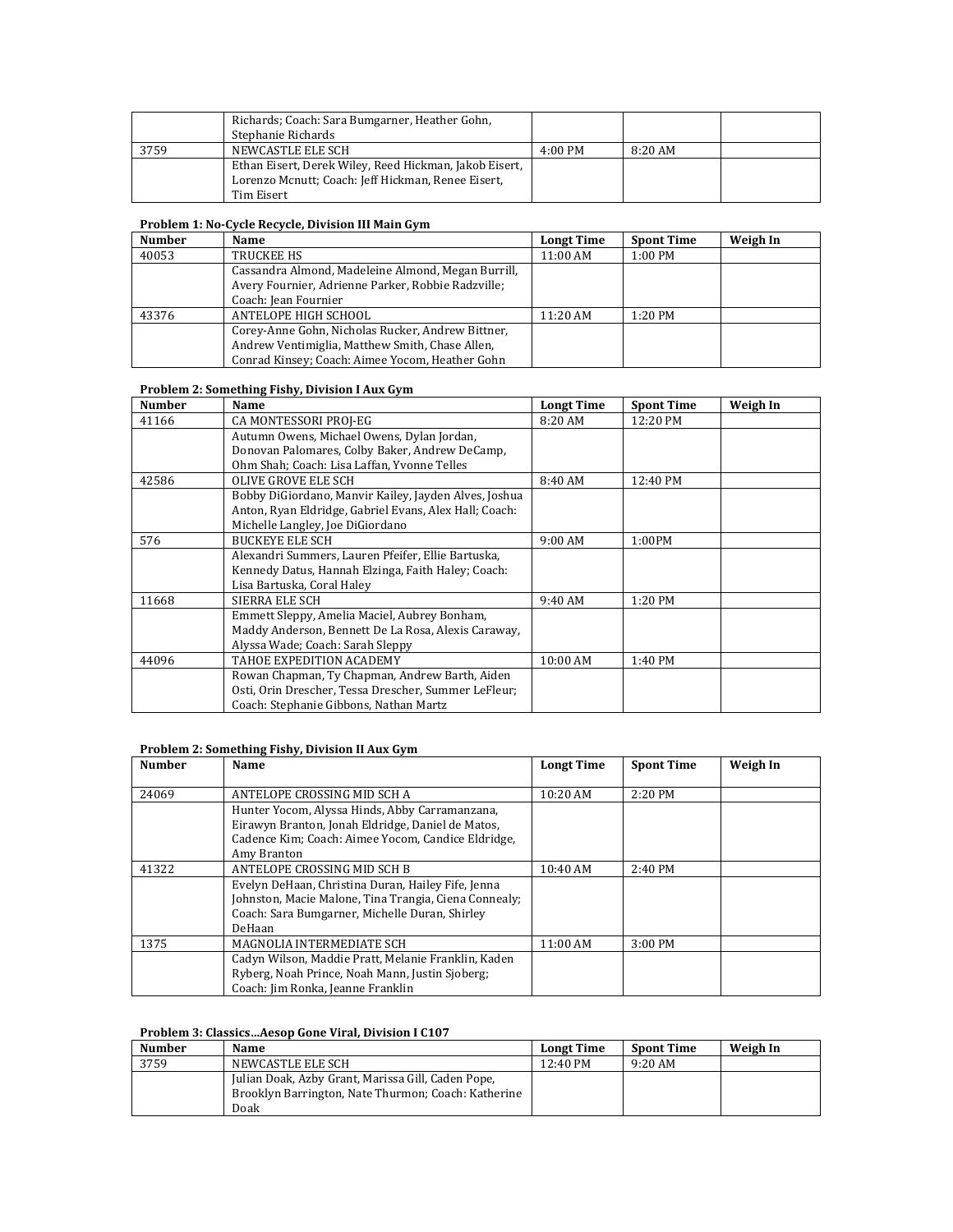| | | | | |
|---|---|---|---|---|
| | Richards; Coach: Sara Bumgarner, Heather Gohn, Stephanie Richards | | | |
| 3759 | NEWCASTLE ELE SCH | 4:00 PM | 8:20 AM | |
| | Ethan Eisert, Derek Wiley, Reed Hickman, Jakob Eisert, Lorenzo Mcnutt; Coach: Jeff Hickman, Renee Eisert, Tim Eisert | | | |

**Problem 1: No-Cycle Recycle, Division III Main Gym**

| Number | Name | Longt Time | Spont Time | Weigh In |
|---|---|---|---|---|
| 40053 | TRUCKEE HS | 11:00 AM | 1:00 PM | |
| | Cassandra Almond, Madeleine Almond, Megan Burrill, Avery Fournier, Adrienne Parker, Robbie Radzville; Coach: Jean Fournier | | | |
| 43376 | ANTELOPE HIGH SCHOOL | 11:20 AM | 1:20 PM | |
| | Corey-Anne Gohn, Nicholas Rucker, Andrew Bittner, Andrew Ventimiglia, Matthew Smith, Chase Allen, Conrad Kinsey; Coach: Aimee Yocom, Heather Gohn | | | |

**Problem 2: Something Fishy, Division I Aux Gym**

| Number | Name | Longt Time | Spont Time | Weigh In |
|---|---|---|---|---|
| 41166 | CA MONTESSORI PROJ-EG | 8:20 AM | 12:20 PM | |
| | Autumn Owens, Michael Owens, Dylan Jordan, Donovan Palomares, Colby Baker, Andrew DeCamp, Ohm Shah; Coach: Lisa Laffan, Yvonne Telles | | | |
| 42586 | OLIVE GROVE ELE SCH | 8:40 AM | 12:40 PM | |
| | Bobby DiGiordano, Manvir Kailey, Jayden Alves, Joshua Anton, Ryan Eldridge, Gabriel Evans, Alex Hall; Coach: Michelle Langley, Joe DiGiordano | | | |
| 576 | BUCKEYE ELE SCH | 9:00 AM | 1:00PM | |
| | Alexandri Summers, Lauren Pfeifer, Ellie Bartuska, Kennedy Datus, Hannah Elzinga, Faith Haley; Coach: Lisa Bartuska, Coral Haley | | | |
| 11668 | SIERRA ELE SCH | 9:40 AM | 1:20 PM | |
| | Emmett Sleppy, Amelia Maciel, Aubrey Bonham, Maddy Anderson, Bennett De La Rosa, Alexis Caraway, Alyssa Wade; Coach: Sarah Sleppy | | | |
| 44096 | TAHOE EXPEDITION ACADEMY | 10:00 AM | 1:40 PM | |
| | Rowan Chapman, Ty Chapman, Andrew Barth, Aiden Osti, Orin Drescher, Tessa Drescher, Summer LeFleur; Coach: Stephanie Gibbons, Nathan Martz | | | |

**Problem 2: Something Fishy, Division II Aux Gym**

| Number | Name | Longt Time | Spont Time | Weigh In |
|---|---|---|---|---|
| 24069 | ANTELOPE CROSSING MID SCH A | 10:20 AM | 2:20 PM | |
| | Hunter Yocom, Alyssa Hinds, Abby Carramanzana, Eirawyn Branton, Jonah Eldridge, Daniel de Matos, Cadence Kim; Coach: Aimee Yocom, Candice Eldridge, Amy Branton | | | |
| 41322 | ANTELOPE CROSSING MID SCH B | 10:40 AM | 2:40 PM | |
| | Evelyn DeHaan, Christina Duran, Hailey Fife, Jenna Johnston, Macie Malone, Tina Trangia, Ciena Connealy; Coach: Sara Bumgarner, Michelle Duran, Shirley DeHaan | | | |
| 1375 | MAGNOLIA INTERMEDIATE SCH | 11:00 AM | 3:00 PM | |
| | Cadyn Wilson, Maddie Pratt, Melanie Franklin, Kaden Ryberg, Noah Prince, Noah Mann, Justin Sjoberg; Coach: Jim Ronka, Jeanne Franklin | | | |

**Problem 3: Classics...Aesop Gone Viral, Division I C107**

| Number | Name | Longt Time | Spont Time | Weigh In |
|---|---|---|---|---|
| 3759 | NEWCASTLE ELE SCH | 12:40 PM | 9:20 AM | |
| | Julian Doak, Azby Grant, Marissa Gill, Caden Pope, Brooklyn Barrington, Nate Thurmon; Coach: Katherine Doak | | | |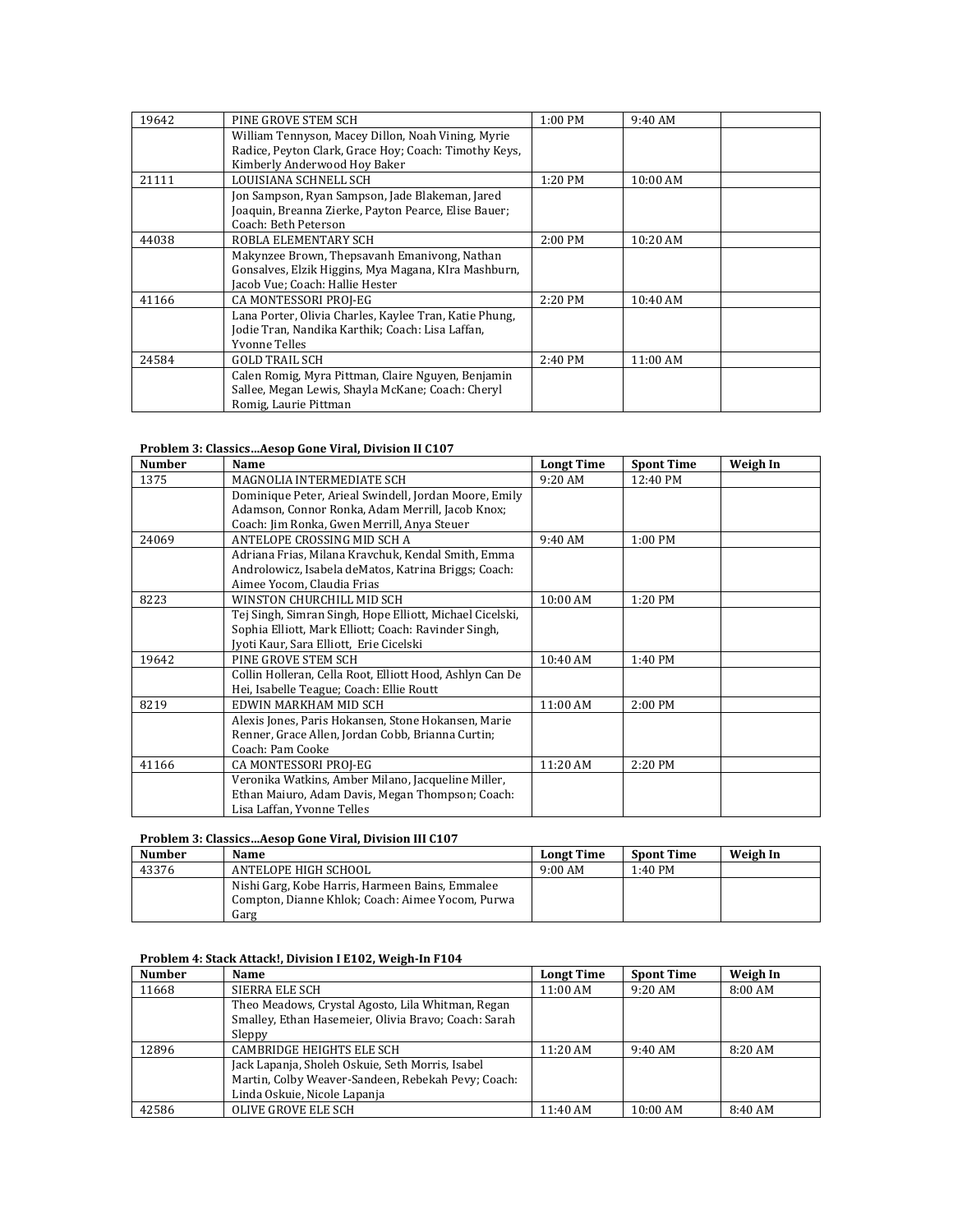| Number | Name | Longt Time | Spont Time | Weigh In |
|---|---|---|---|---|
| 19642 | PINE GROVE STEM SCH | 1:00 PM | 9:40 AM | |
| | William Tennyson, Macey Dillon, Noah Vining, Myrie Radice, Peyton Clark, Grace Hoy; Coach: Timothy Keys, Kimberly Anderwood Hoy Baker | | | |
| 21111 | LOUISIANA SCHNELL SCH | 1:20 PM | 10:00 AM | |
| | Jon Sampson, Ryan Sampson, Jade Blakeman, Jared Joaquin, Breanna Zierke, Payton Pearce, Elise Bauer; Coach: Beth Peterson | | | |
| 44038 | ROBLA ELEMENTARY SCH | 2:00 PM | 10:20 AM | |
| | Makynzee Brown, Thepsavanh Emanivong, Nathan Gonsalves, Elzik Higgins, Mya Magana, KIra Mashburn, Jacob Vue; Coach: Hallie Hester | | | |
| 41166 | CA MONTESSORI PROJ-EG | 2:20 PM | 10:40 AM | |
| | Lana Porter, Olivia Charles, Kaylee Tran, Katie Phung, Jodie Tran, Nandika Karthik; Coach: Lisa Laffan, Yvonne Telles | | | |
| 24584 | GOLD TRAIL SCH | 2:40 PM | 11:00 AM | |
| | Calen Romig, Myra Pittman, Claire Nguyen, Benjamin Sallee, Megan Lewis, Shayla McKane; Coach: Cheryl Romig, Laurie Pittman | | | |

**Problem 3: Classics…Aesop Gone Viral, Division II C107**

| Number | Name | Longt Time | Spont Time | Weigh In |
|---|---|---|---|---|
| 1375 | MAGNOLIA INTERMEDIATE SCH | 9:20 AM | 12:40 PM | |
| | Dominique Peter, Arieal Swindell, Jordan Moore, Emily Adamson, Connor Ronka, Adam Merrill, Jacob Knox; Coach: Jim Ronka, Gwen Merrill, Anya Steuer | | | |
| 24069 | ANTELOPE CROSSING MID SCH A | 9:40 AM | 1:00 PM | |
| | Adriana Frias, Milana Kravchuk, Kendal Smith, Emma Androlowicz, Isabela deMatos, Katrina Briggs; Coach: Aimee Yocom, Claudia Frias | | | |
| 8223 | WINSTON CHURCHILL MID SCH | 10:00 AM | 1:20 PM | |
| | Tej Singh, Simran Singh, Hope Elliott, Michael Cicelski, Sophia Elliott, Mark Elliott; Coach: Ravinder Singh, Jyoti Kaur, Sara Elliott, Erie Cicelski | | | |
| 19642 | PINE GROVE STEM SCH | 10:40 AM | 1:40 PM | |
| | Collin Holleran, Cella Root, Elliott Hood, Ashlyn Can De Hei, Isabelle Teague; Coach: Ellie Routt | | | |
| 8219 | EDWIN MARKHAM MID SCH | 11:00 AM | 2:00 PM | |
| | Alexis Jones, Paris Hokansen, Stone Hokansen, Marie Renner, Grace Allen, Jordan Cobb, Brianna Curtin; Coach: Pam Cooke | | | |
| 41166 | CA MONTESSORI PROJ-EG | 11:20 AM | 2:20 PM | |
| | Veronika Watkins, Amber Milano, Jacqueline Miller, Ethan Maiuro, Adam Davis, Megan Thompson; Coach: Lisa Laffan, Yvonne Telles | | | |

**Problem 3: Classics…Aesop Gone Viral, Division III C107**

| Number | Name | Longt Time | Spont Time | Weigh In |
|---|---|---|---|---|
| 43376 | ANTELOPE HIGH SCHOOL | 9:00 AM | 1:40 PM | |
| | Nishi Garg, Kobe Harris, Harmeen Bains, Emmalee Compton, Dianne Khlok; Coach: Aimee Yocom, Purwa Garg | | | |

**Problem 4: Stack Attack!, Division I E102, Weigh-In F104**

| Number | Name | Longt Time | Spont Time | Weigh In |
|---|---|---|---|---|
| 11668 | SIERRA ELE SCH | 11:00 AM | 9:20 AM | 8:00 AM |
| | Theo Meadows, Crystal Agosto, Lila Whitman, Regan Smalley, Ethan Hasemeier, Olivia Bravo; Coach: Sarah Sleppy | | | |
| 12896 | CAMBRIDGE HEIGHTS ELE SCH | 11:20 AM | 9:40 AM | 8:20 AM |
| | Jack Lapanja, Sholeh Oskuie, Seth Morris, Isabel Martin, Colby Weaver-Sandeen, Rebekah Pevy; Coach: Linda Oskuie, Nicole Lapanja | | | |
| 42586 | OLIVE GROVE ELE SCH | 11:40 AM | 10:00 AM | 8:40 AM |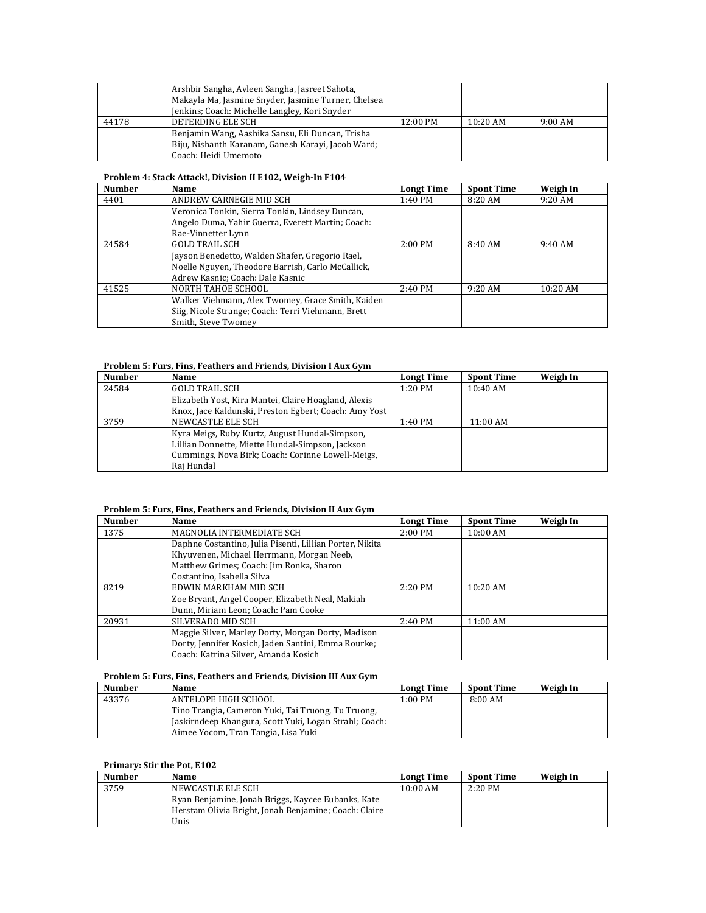| | | | | |
|---|---|---|---|---|
| | Arshbir Sangha, Avleen Sangha, Jasreet Sahota, Makayla Ma, Jasmine Snyder, Jasmine Turner, Chelsea Jenkins; Coach: Michelle Langley, Kori Snyder | | | |
| 44178 | DETERDING ELE SCH | 12:00 PM | 10:20 AM | 9:00 AM |
| | Benjamin Wang, Aashika Sansu, Eli Duncan, Trisha Biju, Nishanth Karanam, Ganesh Karayi, Jacob Ward; Coach: Heidi Umemoto | | | |

**Problem 4: Stack Attack!, Division II E102, Weigh-In F104**

| Number | Name | Longt Time | Spont Time | Weigh In |
|---|---|---|---|---|
| 4401 | ANDREW CARNEGIE MID SCH | 1:40 PM | 8:20 AM | 9:20 AM |
| | Veronica Tonkin, Sierra Tonkin, Lindsey Duncan, Angelo Duma, Yahir Guerra, Everett Martin; Coach: Rae-Vinnetter Lynn | | | |
| 24584 | GOLD TRAIL SCH | 2:00 PM | 8:40 AM | 9:40 AM |
| | Jayson Benedetto, Walden Shafer, Gregorio Rael, Noelle Nguyen, Theodore Barrish, Carlo McCallick, Adrew Kasnic; Coach: Dale Kasnic | | | |
| 41525 | NORTH TAHOE SCHOOL | 2:40 PM | 9:20 AM | 10:20 AM |
| | Walker Viehmann, Alex Twomey, Grace Smith, Kaiden Siig, Nicole Strange; Coach: Terri Viehmann, Brett Smith, Steve Twomey | | | |

**Problem 5: Furs, Fins, Feathers and Friends, Division I Aux Gym**

| Number | Name | Longt Time | Spont Time | Weigh In |
|---|---|---|---|---|
| 24584 | GOLD TRAIL SCH | 1:20 PM | 10:40 AM | |
| | Elizabeth Yost, Kira Mantei, Claire Hoagland, Alexis Knox, Jace Kaldunski, Preston Egbert; Coach: Amy Yost | | | |
| 3759 | NEWCASTLE ELE SCH | 1:40 PM | 11:00 AM | |
| | Kyra Meigs, Ruby Kurtz, August Hundal-Simpson, Lillian Donnette, Miette Hundal-Simpson, Jackson Cummings, Nova Birk; Coach: Corinne Lowell-Meigs, Raj Hundal | | | |

**Problem 5: Furs, Fins, Feathers and Friends, Division II Aux Gym**

| Number | Name | Longt Time | Spont Time | Weigh In |
|---|---|---|---|---|
| 1375 | MAGNOLIA INTERMEDIATE SCH | 2:00 PM | 10:00 AM | |
| | Daphne Costantino, Julia Pisenti, Lillian Porter, Nikita Khyuvenen, Michael Herrmann, Morgan Neeb, Matthew Grimes; Coach: Jim Ronka, Sharon Costantino, Isabella Silva | | | |
| 8219 | EDWIN MARKHAM MID SCH | 2:20 PM | 10:20 AM | |
| | Zoe Bryant, Angel Cooper, Elizabeth Neal, Makiah Dunn, Miriam Leon; Coach: Pam Cooke | | | |
| 20931 | SILVERADO MID SCH | 2:40 PM | 11:00 AM | |
| | Maggie Silver, Marley Dorty, Morgan Dorty, Madison Dorty, Jennifer Kosich, Jaden Santini, Emma Rourke; Coach: Katrina Silver, Amanda Kosich | | | |

**Problem 5: Furs, Fins, Feathers and Friends, Division III Aux Gym**

| Number | Name | Longt Time | Spont Time | Weigh In |
|---|---|---|---|---|
| 43376 | ANTELOPE HIGH SCHOOL | 1:00 PM | 8:00 AM | |
| | Tino Trangia, Cameron Yuki, Tai Truong, Tu Truong, Jaskirndeep Khangura, Scott Yuki, Logan Strahl; Coach: Aimee Yocom, Tran Tangia, Lisa Yuki | | | |

**Primary: Stir the Pot, E102**

| Number | Name | Longt Time | Spont Time | Weigh In |
|---|---|---|---|---|
| 3759 | NEWCASTLE ELE SCH | 10:00 AM | 2:20 PM | |
| | Ryan Benjamine, Jonah Briggs, Kaycee Eubanks, Kate Herstam Olivia Bright, Jonah Benjamine; Coach: Claire Unis | | | |